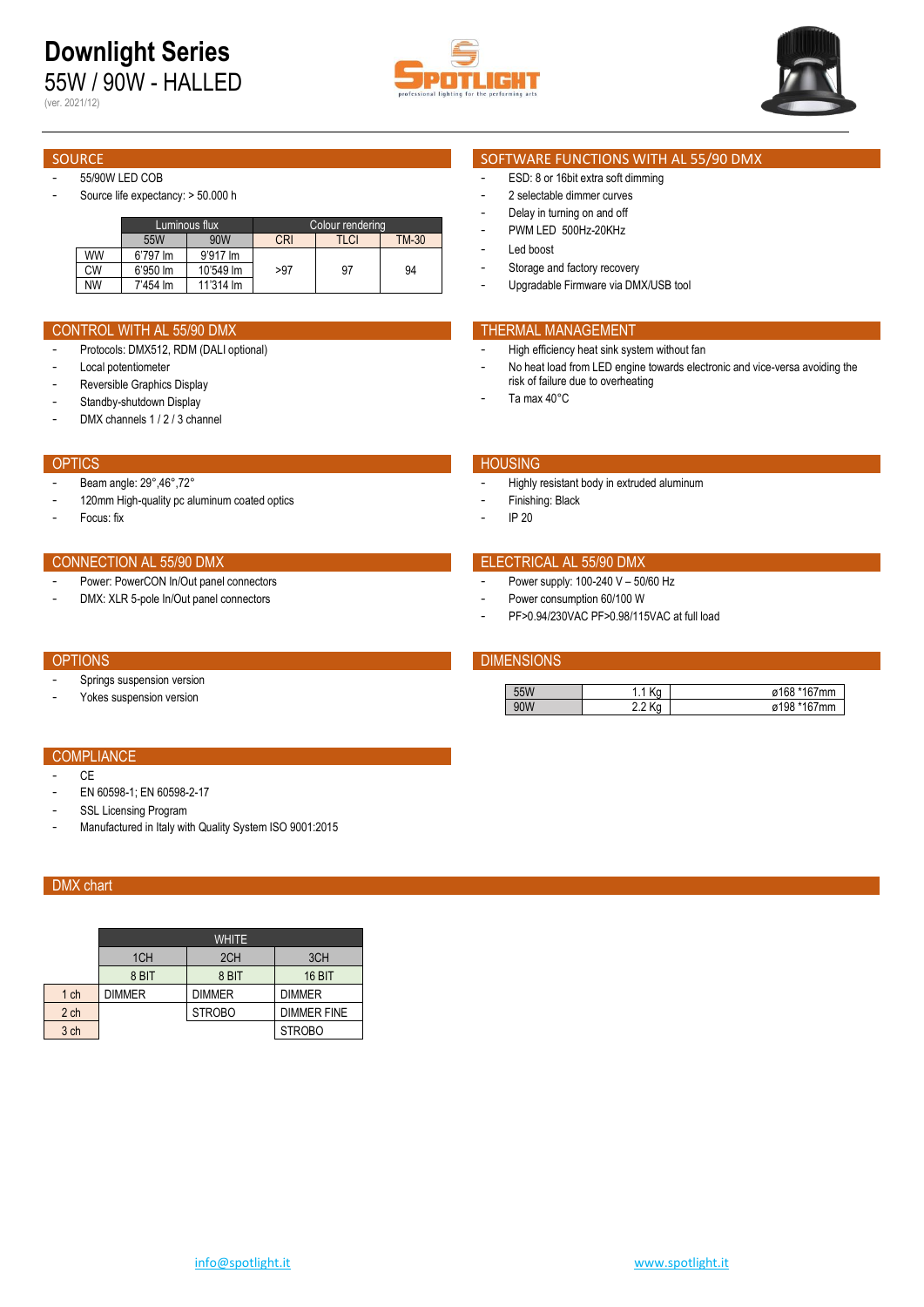# Downlight Series

55W / 90W - HALLED

(ver. 2021/12)

## SOURCE

- 55/90W LED COB
- Source life expectancy: > 50.000 h

| | Luminous flux | | Colour rendering | | |
|---|---|---|---|---|---|
| | 55W | 90W | CRI | TLCI | TM-30 |
| WW | 6'797 lm | 9'917 lm | >97 | 97 | 94 |
| CW | 6'950 lm | 10'549 lm | | | |
| NW | 7'454 lm | 11'314 lm | | | |

## SOFTWARE FUNCTIONS WITH AL 55/90 DMX

- ESD: 8 or 16bit extra soft dimming
- 2 selectable dimmer curves
- Delay in turning on and off
- PWM LED 500Hz-20KHz
- Led boost
- Storage and factory recovery
- Upgradable Firmware via DMX/USB tool

## CONTROL WITH AL 55/90 DMX

- Protocols: DMX512, RDM (DALI optional)
- Local potentiometer
- Reversible Graphics Display
- Standby-shutdown Display
- DMX channels 1 / 2 / 3 channel

## THERMAL MANAGEMENT

- High efficiency heat sink system without fan
- No heat load from LED engine towards electronic and vice-versa avoiding the risk of failure due to overheating
- Ta max 40°C

## OPTICS

- Beam angle: 29°,46°,72°
- 120mm High-quality pc aluminum coated optics
- Focus: fix

## HOUSING

- Highly resistant body in extruded aluminum
- Finishing: Black
- IP 20

## CONNECTION AL 55/90 DMX

- Power: PowerCON In/Out panel connectors
- DMX: XLR 5-pole In/Out panel connectors

## ELECTRICAL AL 55/90 DMX

- Power supply: 100-240 V – 50/60 Hz
- Power consumption 60/100 W
- PF>0.94/230VAC PF>0.98/115VAC at full load

## OPTIONS

- Springs suspension version
- Yokes suspension version

## DIMENSIONS

| | | |
|---|---|---|
| 55W | 1.1 Kg | ø168 *167mm |
| 90W | 2.2 Kg | ø198 *167mm |

## COMPLIANCE

- CE
- EN 60598-1; EN 60598-2-17
- SSL Licensing Program
- Manufactured in Italy with Quality System ISO 9001:2015

## DMX chart

| | WHITE | | |
|---|---|---|---|
| | 1CH | 2CH | 3CH |
| | 8 BIT | 8 BIT | 16 BIT |
| 1 ch | DIMMER | DIMMER | DIMMER |
| 2 ch | | STROBO | DIMMER FINE |
| 3 ch | | | STROBO |

info@spotlight.it www.spotlight.it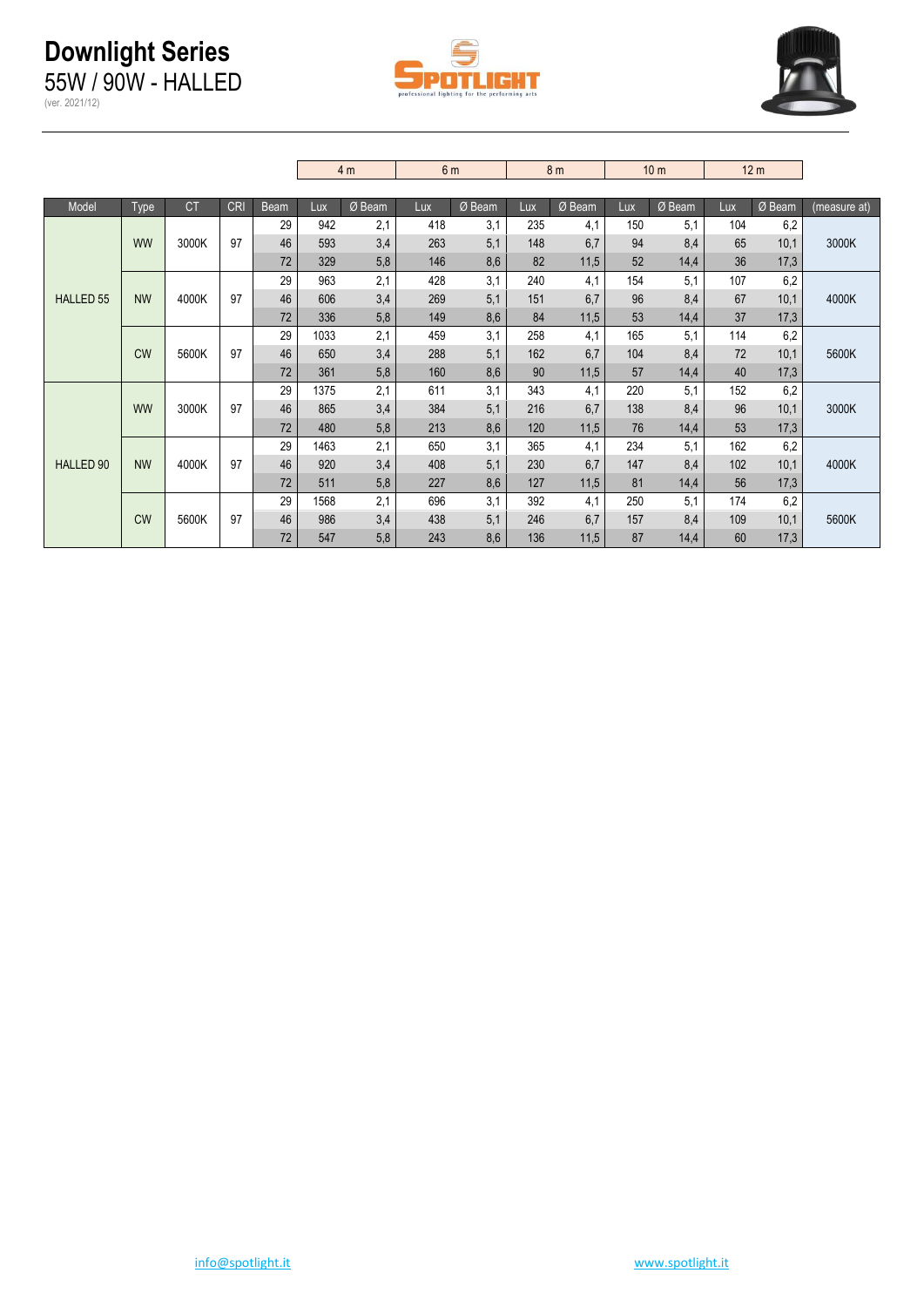# Downlight Series

55W / 90W - HALLED

(ver. 2021/12)

| | | | | | 4 m | | 6 m | | 8 m | | 10 m | | 12 m | | |
|---|---|---|---|---|---|---|---|---|---|---|---|---|---|---|---|
| Model | Type | CT | CRI | Beam | Lux | Ø Beam | Lux | Ø Beam | Lux | Ø Beam | Lux | Ø Beam | Lux | Ø Beam | (measure at) |
| HALLED 55 | WW | 3000K | 97 | 29 | 942 | 2,1 | 418 | 3,1 | 235 | 4,1 | 150 | 5,1 | 104 | 6,2 | 3000K |
| | | | | 46 | 593 | 3,4 | 263 | 5,1 | 148 | 6,7 | 94 | 8,4 | 65 | 10,1 | |
| | | | | 72 | 329 | 5,8 | 146 | 8,6 | 82 | 11,5 | 52 | 14,4 | 36 | 17,3 | |
| | NW | 4000K | 97 | 29 | 963 | 2,1 | 428 | 3,1 | 240 | 4,1 | 154 | 5,1 | 107 | 6,2 | 4000K |
| | | | | 46 | 606 | 3,4 | 269 | 5,1 | 151 | 6,7 | 96 | 8,4 | 67 | 10,1 | |
| | | | | 72 | 336 | 5,8 | 149 | 8,6 | 84 | 11,5 | 53 | 14,4 | 37 | 17,3 | |
| | CW | 5600K | 97 | 29 | 1033 | 2,1 | 459 | 3,1 | 258 | 4,1 | 165 | 5,1 | 114 | 6,2 | 5600K |
| | | | | 46 | 650 | 3,4 | 288 | 5,1 | 162 | 6,7 | 104 | 8,4 | 72 | 10,1 | |
| | | | | 72 | 361 | 5,8 | 160 | 8,6 | 90 | 11,5 | 57 | 14,4 | 40 | 17,3 | |
| HALLED 90 | WW | 3000K | 97 | 29 | 1375 | 2,1 | 611 | 3,1 | 343 | 4,1 | 220 | 5,1 | 152 | 6,2 | 3000K |
| | | | | 46 | 865 | 3,4 | 384 | 5,1 | 216 | 6,7 | 138 | 8,4 | 96 | 10,1 | |
| | | | | 72 | 480 | 5,8 | 213 | 8,6 | 120 | 11,5 | 76 | 14,4 | 53 | 17,3 | |
| | NW | 4000K | 97 | 29 | 1463 | 2,1 | 650 | 3,1 | 365 | 4,1 | 234 | 5,1 | 162 | 6,2 | 4000K |
| | | | | 46 | 920 | 3,4 | 408 | 5,1 | 230 | 6,7 | 147 | 8,4 | 102 | 10,1 | |
| | | | | 72 | 511 | 5,8 | 227 | 8,6 | 127 | 11,5 | 81 | 14,4 | 56 | 17,3 | |
| | CW | 5600K | 97 | 29 | 1568 | 2,1 | 696 | 3,1 | 392 | 4,1 | 250 | 5,1 | 174 | 6,2 | 5600K |
| | | | | 46 | 986 | 3,4 | 438 | 5,1 | 246 | 6,7 | 157 | 8,4 | 109 | 10,1 | |
| | | | | 72 | 547 | 5,8 | 243 | 8,6 | 136 | 11,5 | 87 | 14,4 | 60 | 17,3 | |

info@spotlight.it

www.spotlight.it